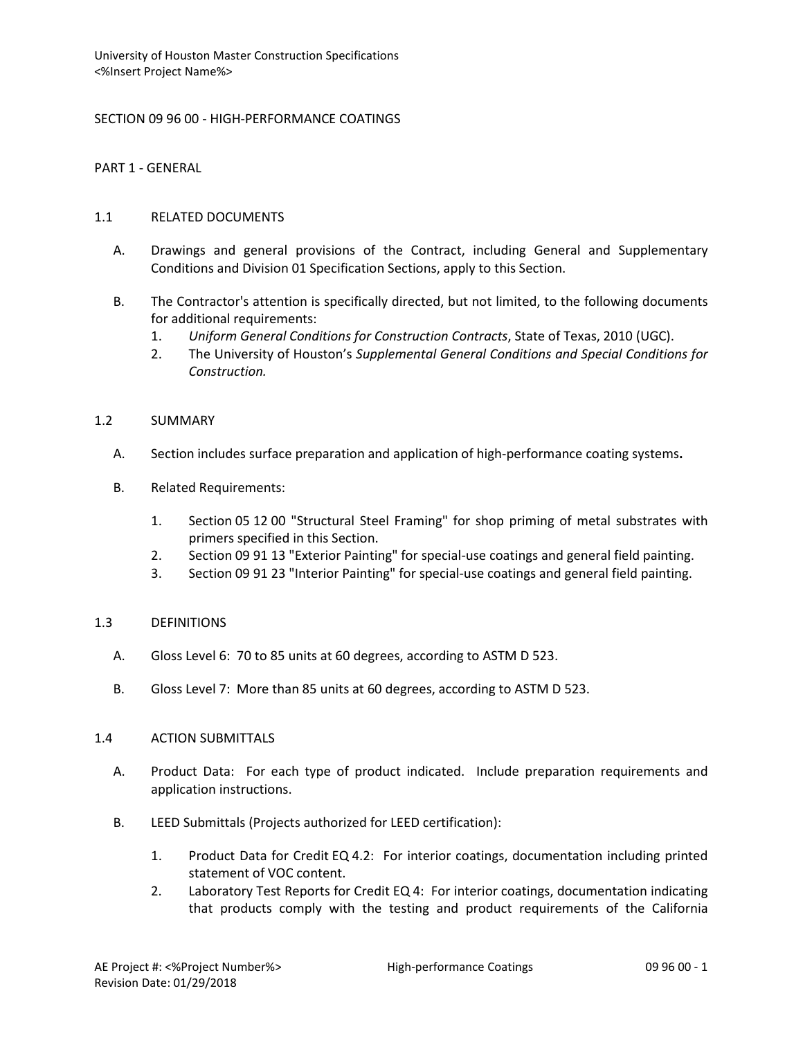# SECTION 09 96 00 - HIGH-PERFORMANCE COATINGS

## PART 1 - GENERAL

### 1.1 RELATED DOCUMENTS

A. Drawings and general provisions of the Contract, including General and Supplementary Conditions and Division 01 Specification Sections, apply to this Section.

B. The Contractor's attention is specifically directed, but not limited, to the following documents for additional requirements:
   1. *Uniform General Conditions for Construction Contracts*, State of Texas, 2010 (UGC).
   2. The University of Houston's *Supplemental General Conditions and Special Conditions for Construction.*

### 1.2 SUMMARY

A. Section includes surface preparation and application of high-performance coating systems**.**

B. Related Requirements:
   1. Section 05 12 00 "Structural Steel Framing" for shop priming of metal substrates with primers specified in this Section.
   2. Section 09 91 13 "Exterior Painting" for special-use coatings and general field painting.
   3. Section 09 91 23 "Interior Painting" for special-use coatings and general field painting.

### 1.3 DEFINITIONS

A. Gloss Level 6: 70 to 85 units at 60 degrees, according to ASTM D 523.

B. Gloss Level 7: More than 85 units at 60 degrees, according to ASTM D 523.

### 1.4 ACTION SUBMITTALS

A. Product Data: For each type of product indicated. Include preparation requirements and application instructions.

B. LEED Submittals (Projects authorized for LEED certification):
   1. Product Data for Credit EQ 4.2: For interior coatings, documentation including printed statement of VOC content.
   2. Laboratory Test Reports for Credit EQ 4: For interior coatings, documentation indicating that products comply with the testing and product requirements of the California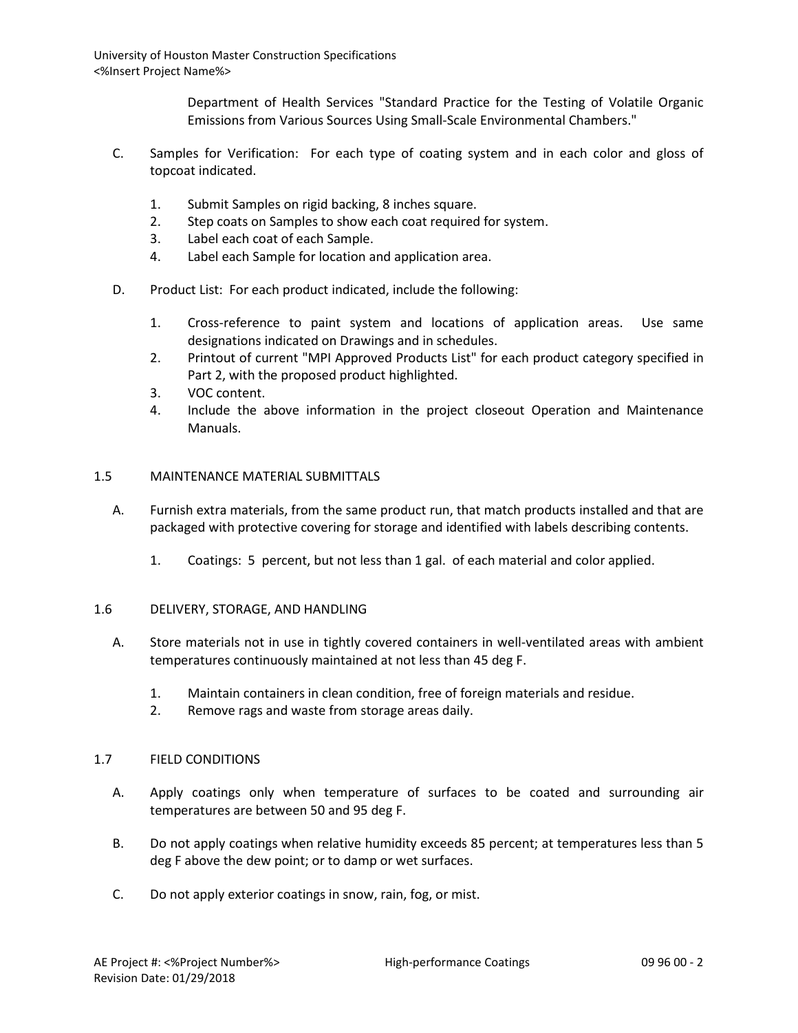Department of Health Services "Standard Practice for the Testing of Volatile Organic Emissions from Various Sources Using Small-Scale Environmental Chambers."

C. Samples for Verification: For each type of coating system and in each color and gloss of topcoat indicated.

1. Submit Samples on rigid backing, 8 inches square.
2. Step coats on Samples to show each coat required for system.
3. Label each coat of each Sample.
4. Label each Sample for location and application area.

D. Product List: For each product indicated, include the following:

1. Cross-reference to paint system and locations of application areas. Use same designations indicated on Drawings and in schedules.
2. Printout of current "MPI Approved Products List" for each product category specified in Part 2, with the proposed product highlighted.
3. VOC content.
4. Include the above information in the project closeout Operation and Maintenance Manuals.

## 1.5 MAINTENANCE MATERIAL SUBMITTALS

A. Furnish extra materials, from the same product run, that match products installed and that are packaged with protective covering for storage and identified with labels describing contents.

1. Coatings: 5 percent, but not less than 1 gal. of each material and color applied.

## 1.6 DELIVERY, STORAGE, AND HANDLING

A. Store materials not in use in tightly covered containers in well-ventilated areas with ambient temperatures continuously maintained at not less than 45 deg F.

1. Maintain containers in clean condition, free of foreign materials and residue.
2. Remove rags and waste from storage areas daily.

## 1.7 FIELD CONDITIONS

A. Apply coatings only when temperature of surfaces to be coated and surrounding air temperatures are between 50 and 95 deg F.

B. Do not apply coatings when relative humidity exceeds 85 percent; at temperatures less than 5 deg F above the dew point; or to damp or wet surfaces.

C. Do not apply exterior coatings in snow, rain, fog, or mist.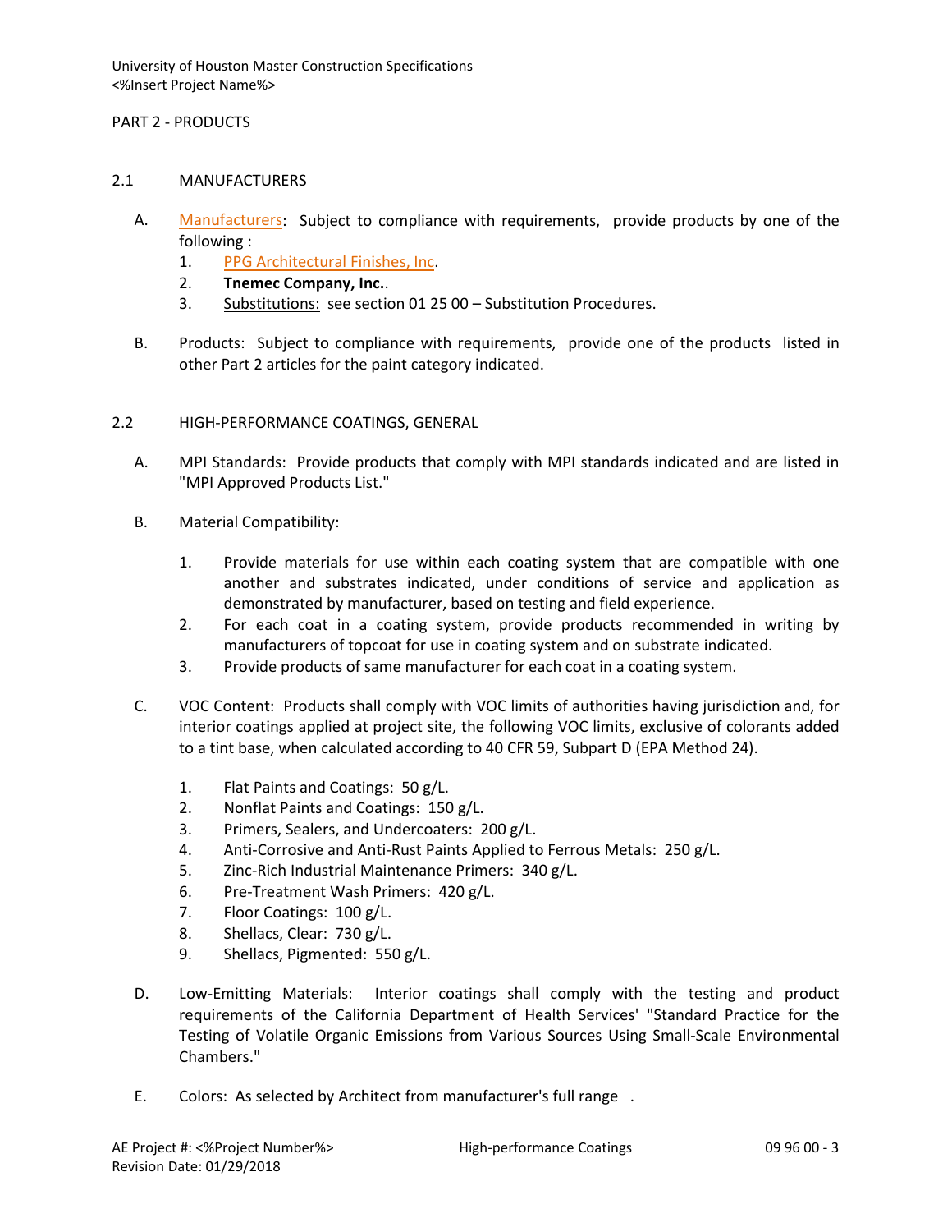PART 2 - PRODUCTS

## 2.1 MANUFACTURERS

A. Manufacturers: Subject to compliance with requirements, provide products by one of the following :
   1. PPG Architectural Finishes, Inc.
   2. **Tnemec Company, Inc.**.
   3. Substitutions: see section 01 25 00 – Substitution Procedures.

B. Products: Subject to compliance with requirements, provide one of the products listed in other Part 2 articles for the paint category indicated.

## 2.2 HIGH-PERFORMANCE COATINGS, GENERAL

A. MPI Standards: Provide products that comply with MPI standards indicated and are listed in "MPI Approved Products List."

B. Material Compatibility:

   1. Provide materials for use within each coating system that are compatible with one another and substrates indicated, under conditions of service and application as demonstrated by manufacturer, based on testing and field experience.
   2. For each coat in a coating system, provide products recommended in writing by manufacturers of topcoat for use in coating system and on substrate indicated.
   3. Provide products of same manufacturer for each coat in a coating system.

C. VOC Content: Products shall comply with VOC limits of authorities having jurisdiction and, for interior coatings applied at project site, the following VOC limits, exclusive of colorants added to a tint base, when calculated according to 40 CFR 59, Subpart D (EPA Method 24).

   1. Flat Paints and Coatings: 50 g/L.
   2. Nonflat Paints and Coatings: 150 g/L.
   3. Primers, Sealers, and Undercoaters: 200 g/L.
   4. Anti-Corrosive and Anti-Rust Paints Applied to Ferrous Metals: 250 g/L.
   5. Zinc-Rich Industrial Maintenance Primers: 340 g/L.
   6. Pre-Treatment Wash Primers: 420 g/L.
   7. Floor Coatings: 100 g/L.
   8. Shellacs, Clear: 730 g/L.
   9. Shellacs, Pigmented: 550 g/L.

D. Low-Emitting Materials: Interior coatings shall comply with the testing and product requirements of the California Department of Health Services' "Standard Practice for the Testing of Volatile Organic Emissions from Various Sources Using Small-Scale Environmental Chambers."

E. Colors: As selected by Architect from manufacturer's full range .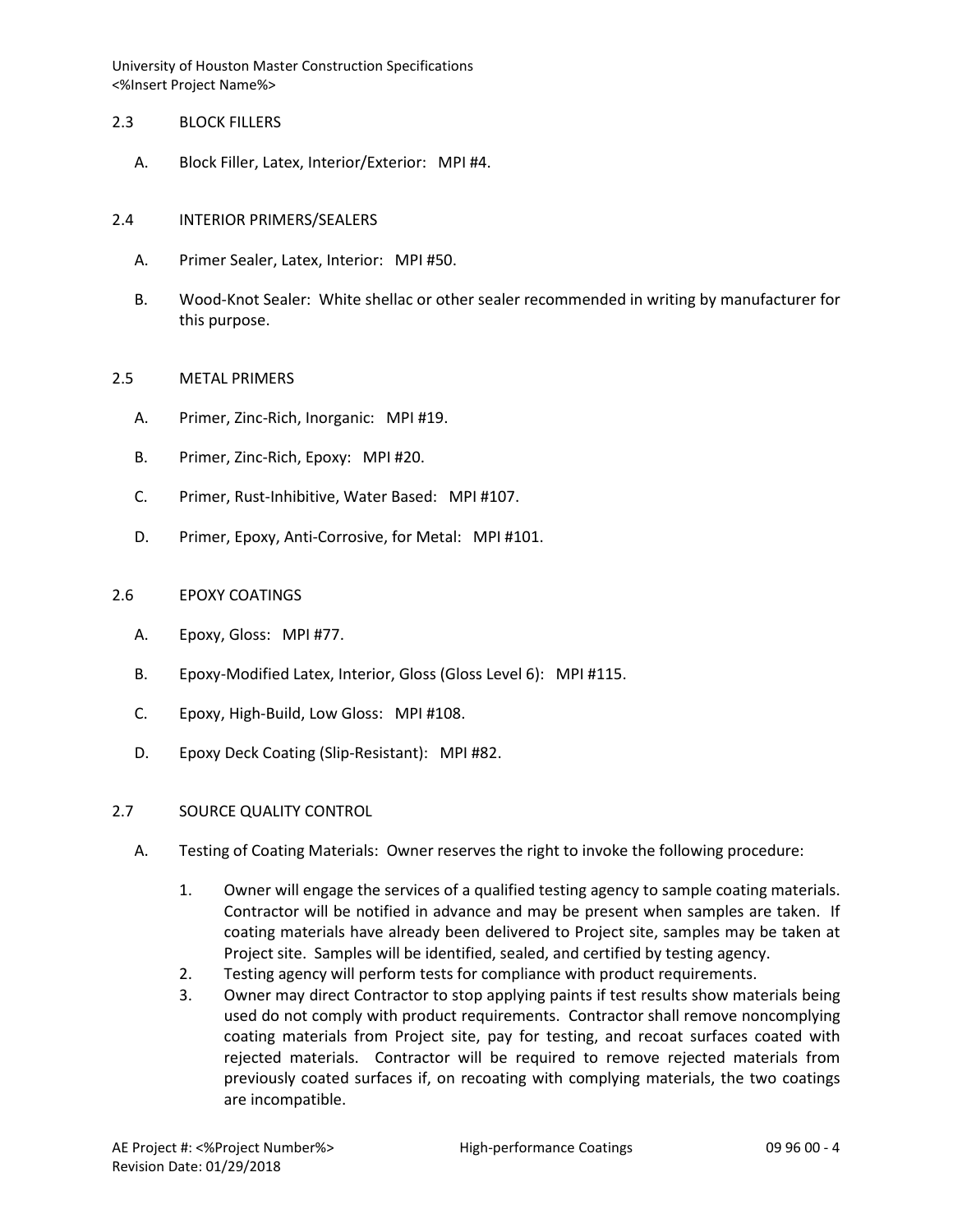## 2.3 BLOCK FILLERS

A. Block Filler, Latex, Interior/Exterior: MPI #4.

## 2.4 INTERIOR PRIMERS/SEALERS

A. Primer Sealer, Latex, Interior: MPI #50.

B. Wood-Knot Sealer: White shellac or other sealer recommended in writing by manufacturer for this purpose.

## 2.5 METAL PRIMERS

A. Primer, Zinc-Rich, Inorganic: MPI #19.

B. Primer, Zinc-Rich, Epoxy: MPI #20.

C. Primer, Rust-Inhibitive, Water Based: MPI #107.

D. Primer, Epoxy, Anti-Corrosive, for Metal: MPI #101.

## 2.6 EPOXY COATINGS

A. Epoxy, Gloss: MPI #77.

B. Epoxy-Modified Latex, Interior, Gloss (Gloss Level 6): MPI #115.

C. Epoxy, High-Build, Low Gloss: MPI #108.

D. Epoxy Deck Coating (Slip-Resistant): MPI #82.

## 2.7 SOURCE QUALITY CONTROL

A. Testing of Coating Materials: Owner reserves the right to invoke the following procedure:

1. Owner will engage the services of a qualified testing agency to sample coating materials. Contractor will be notified in advance and may be present when samples are taken. If coating materials have already been delivered to Project site, samples may be taken at Project site. Samples will be identified, sealed, and certified by testing agency.
2. Testing agency will perform tests for compliance with product requirements.
3. Owner may direct Contractor to stop applying paints if test results show materials being used do not comply with product requirements. Contractor shall remove noncomplying coating materials from Project site, pay for testing, and recoat surfaces coated with rejected materials. Contractor will be required to remove rejected materials from previously coated surfaces if, on recoating with complying materials, the two coatings are incompatible.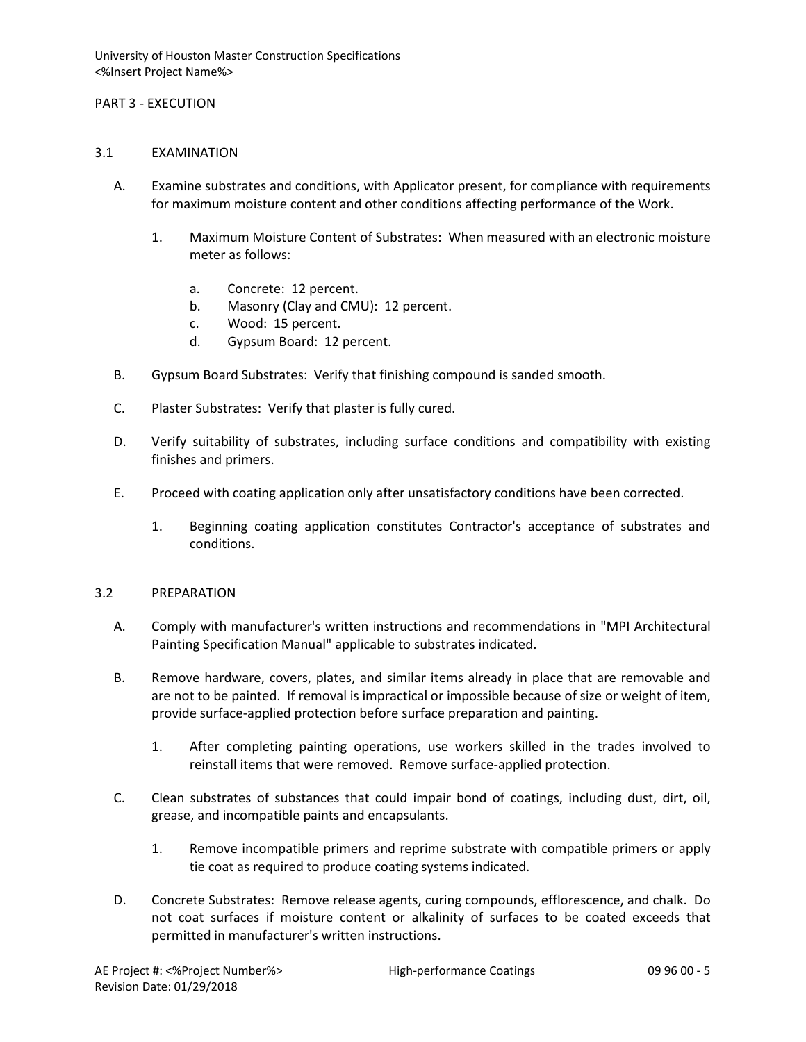## PART 3 - EXECUTION

### 3.1 EXAMINATION

A. Examine substrates and conditions, with Applicator present, for compliance with requirements for maximum moisture content and other conditions affecting performance of the Work.

   1. Maximum Moisture Content of Substrates: When measured with an electronic moisture meter as follows:

      a. Concrete: 12 percent.
      b. Masonry (Clay and CMU): 12 percent.
      c. Wood: 15 percent.
      d. Gypsum Board: 12 percent.

B. Gypsum Board Substrates: Verify that finishing compound is sanded smooth.

C. Plaster Substrates: Verify that plaster is fully cured.

D. Verify suitability of substrates, including surface conditions and compatibility with existing finishes and primers.

E. Proceed with coating application only after unsatisfactory conditions have been corrected.

   1. Beginning coating application constitutes Contractor's acceptance of substrates and conditions.

### 3.2 PREPARATION

A. Comply with manufacturer's written instructions and recommendations in "MPI Architectural Painting Specification Manual" applicable to substrates indicated.

B. Remove hardware, covers, plates, and similar items already in place that are removable and are not to be painted. If removal is impractical or impossible because of size or weight of item, provide surface-applied protection before surface preparation and painting.

   1. After completing painting operations, use workers skilled in the trades involved to reinstall items that were removed. Remove surface-applied protection.

C. Clean substrates of substances that could impair bond of coatings, including dust, dirt, oil, grease, and incompatible paints and encapsulants.

   1. Remove incompatible primers and reprime substrate with compatible primers or apply tie coat as required to produce coating systems indicated.

D. Concrete Substrates: Remove release agents, curing compounds, efflorescence, and chalk. Do not coat surfaces if moisture content or alkalinity of surfaces to be coated exceeds that permitted in manufacturer's written instructions.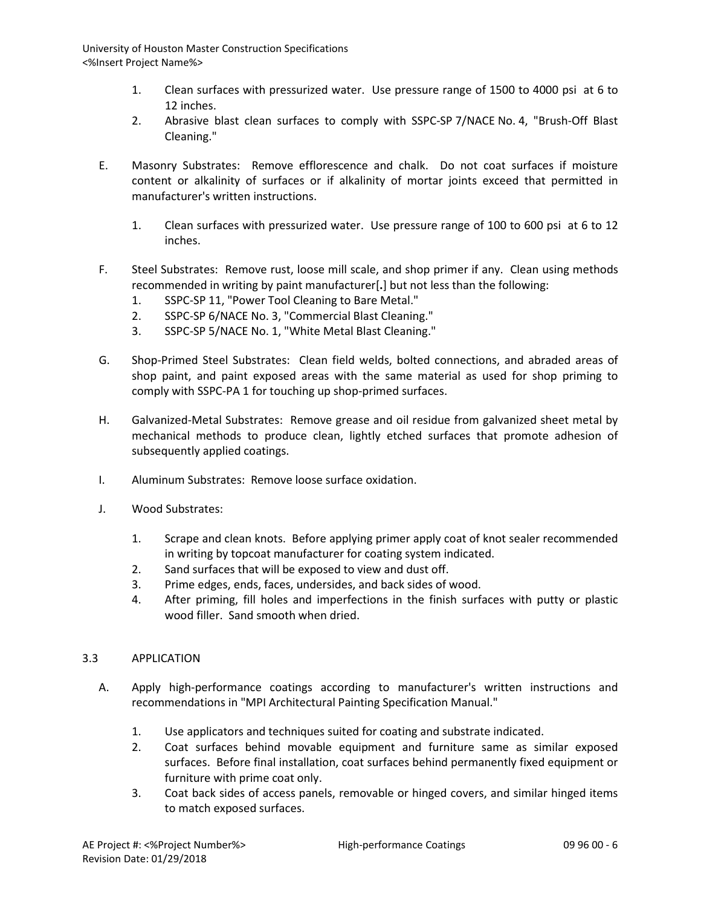1. Clean surfaces with pressurized water. Use pressure range of 1500 to 4000 psi at 6 to 12 inches.
2. Abrasive blast clean surfaces to comply with SSPC-SP 7/NACE No. 4, "Brush-Off Blast Cleaning."

E. Masonry Substrates: Remove efflorescence and chalk. Do not coat surfaces if moisture content or alkalinity of surfaces or if alkalinity of mortar joints exceed that permitted in manufacturer's written instructions.

   1. Clean surfaces with pressurized water. Use pressure range of 100 to 600 psi at 6 to 12 inches.

F. Steel Substrates: Remove rust, loose mill scale, and shop primer if any. Clean using methods recommended in writing by paint manufacturer[.] but not less than the following:
   1. SSPC-SP 11, "Power Tool Cleaning to Bare Metal."
   2. SSPC-SP 6/NACE No. 3, "Commercial Blast Cleaning."
   3. SSPC-SP 5/NACE No. 1, "White Metal Blast Cleaning."

G. Shop-Primed Steel Substrates: Clean field welds, bolted connections, and abraded areas of shop paint, and paint exposed areas with the same material as used for shop priming to comply with SSPC-PA 1 for touching up shop-primed surfaces.

H. Galvanized-Metal Substrates: Remove grease and oil residue from galvanized sheet metal by mechanical methods to produce clean, lightly etched surfaces that promote adhesion of subsequently applied coatings.

I. Aluminum Substrates: Remove loose surface oxidation.

J. Wood Substrates:

   1. Scrape and clean knots. Before applying primer apply coat of knot sealer recommended in writing by topcoat manufacturer for coating system indicated.
   2. Sand surfaces that will be exposed to view and dust off.
   3. Prime edges, ends, faces, undersides, and back sides of wood.
   4. After priming, fill holes and imperfections in the finish surfaces with putty or plastic wood filler. Sand smooth when dried.

## 3.3 APPLICATION

A. Apply high-performance coatings according to manufacturer's written instructions and recommendations in "MPI Architectural Painting Specification Manual."

   1. Use applicators and techniques suited for coating and substrate indicated.
   2. Coat surfaces behind movable equipment and furniture same as similar exposed surfaces. Before final installation, coat surfaces behind permanently fixed equipment or furniture with prime coat only.
   3. Coat back sides of access panels, removable or hinged covers, and similar hinged items to match exposed surfaces.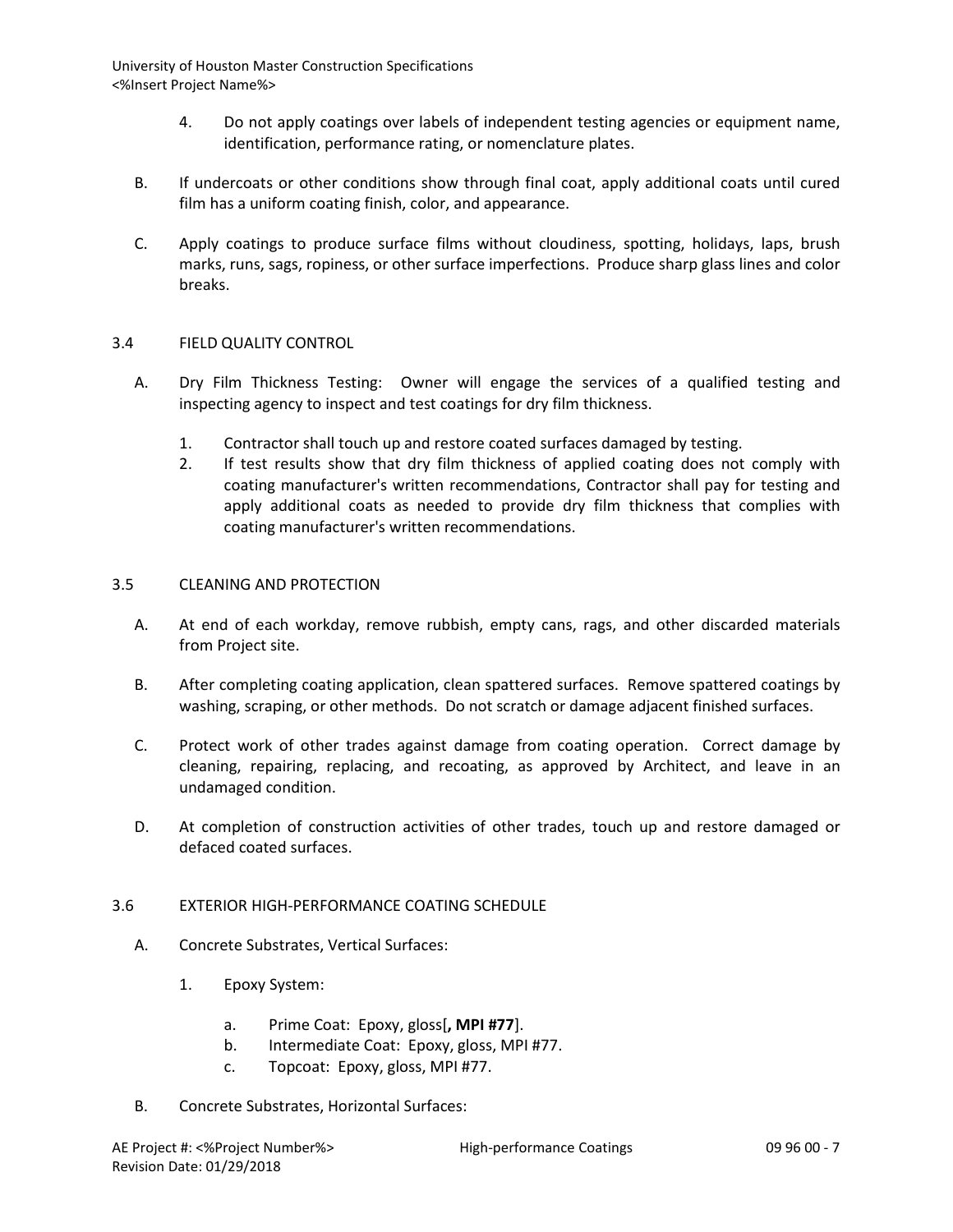4. Do not apply coatings over labels of independent testing agencies or equipment name, identification, performance rating, or nomenclature plates.

B. If undercoats or other conditions show through final coat, apply additional coats until cured film has a uniform coating finish, color, and appearance.

C. Apply coatings to produce surface films without cloudiness, spotting, holidays, laps, brush marks, runs, sags, ropiness, or other surface imperfections. Produce sharp glass lines and color breaks.

## 3.4 FIELD QUALITY CONTROL

A. Dry Film Thickness Testing: Owner will engage the services of a qualified testing and inspecting agency to inspect and test coatings for dry film thickness.

1. Contractor shall touch up and restore coated surfaces damaged by testing.
2. If test results show that dry film thickness of applied coating does not comply with coating manufacturer's written recommendations, Contractor shall pay for testing and apply additional coats as needed to provide dry film thickness that complies with coating manufacturer's written recommendations.

## 3.5 CLEANING AND PROTECTION

A. At end of each workday, remove rubbish, empty cans, rags, and other discarded materials from Project site.

B. After completing coating application, clean spattered surfaces. Remove spattered coatings by washing, scraping, or other methods. Do not scratch or damage adjacent finished surfaces.

C. Protect work of other trades against damage from coating operation. Correct damage by cleaning, repairing, replacing, and recoating, as approved by Architect, and leave in an undamaged condition.

D. At completion of construction activities of other trades, touch up and restore damaged or defaced coated surfaces.

## 3.6 EXTERIOR HIGH-PERFORMANCE COATING SCHEDULE

A. Concrete Substrates, Vertical Surfaces:

1. Epoxy System:

   a. Prime Coat: Epoxy, gloss[**, MPI #77**].
   b. Intermediate Coat: Epoxy, gloss, MPI #77.
   c. Topcoat: Epoxy, gloss, MPI #77.

B. Concrete Substrates, Horizontal Surfaces: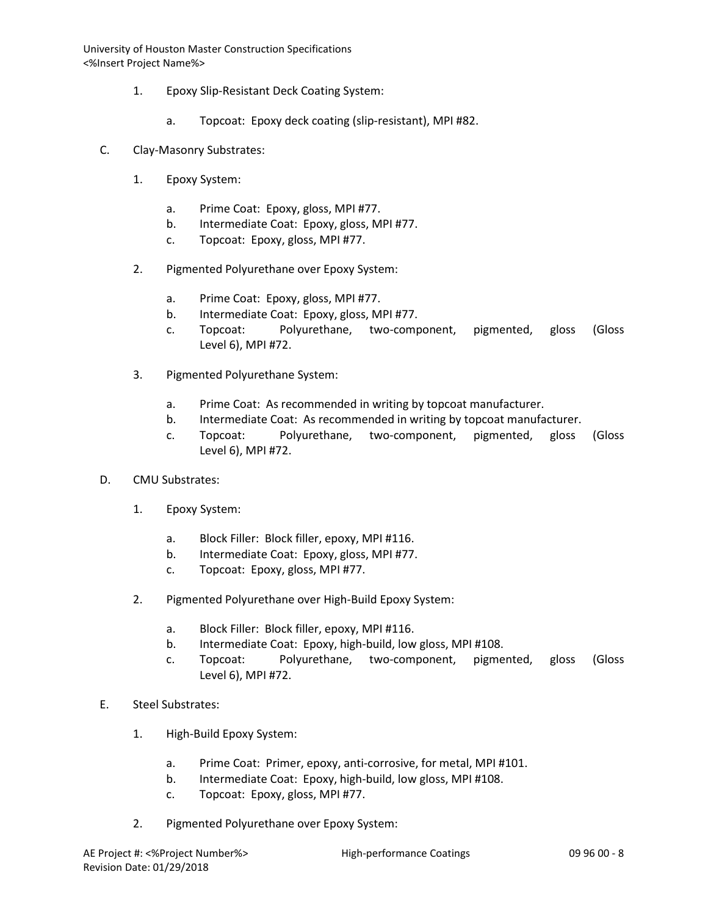1. Epoxy Slip-Resistant Deck Coating System:

    a. Topcoat: Epoxy deck coating (slip-resistant), MPI #82.

C. Clay-Masonry Substrates:

1. Epoxy System:

    a. Prime Coat: Epoxy, gloss, MPI #77.
    b. Intermediate Coat: Epoxy, gloss, MPI #77.
    c. Topcoat: Epoxy, gloss, MPI #77.

2. Pigmented Polyurethane over Epoxy System:

    a. Prime Coat: Epoxy, gloss, MPI #77.
    b. Intermediate Coat: Epoxy, gloss, MPI #77.
    c. Topcoat: Polyurethane, two-component, pigmented, gloss (Gloss Level 6), MPI #72.

3. Pigmented Polyurethane System:

    a. Prime Coat: As recommended in writing by topcoat manufacturer.
    b. Intermediate Coat: As recommended in writing by topcoat manufacturer.
    c. Topcoat: Polyurethane, two-component, pigmented, gloss (Gloss Level 6), MPI #72.

D. CMU Substrates:

1. Epoxy System:

    a. Block Filler: Block filler, epoxy, MPI #116.
    b. Intermediate Coat: Epoxy, gloss, MPI #77.
    c. Topcoat: Epoxy, gloss, MPI #77.

2. Pigmented Polyurethane over High-Build Epoxy System:

    a. Block Filler: Block filler, epoxy, MPI #116.
    b. Intermediate Coat: Epoxy, high-build, low gloss, MPI #108.
    c. Topcoat: Polyurethane, two-component, pigmented, gloss (Gloss Level 6), MPI #72.

E. Steel Substrates:

1. High-Build Epoxy System:

    a. Prime Coat: Primer, epoxy, anti-corrosive, for metal, MPI #101.
    b. Intermediate Coat: Epoxy, high-build, low gloss, MPI #108.
    c. Topcoat: Epoxy, gloss, MPI #77.

2. Pigmented Polyurethane over Epoxy System: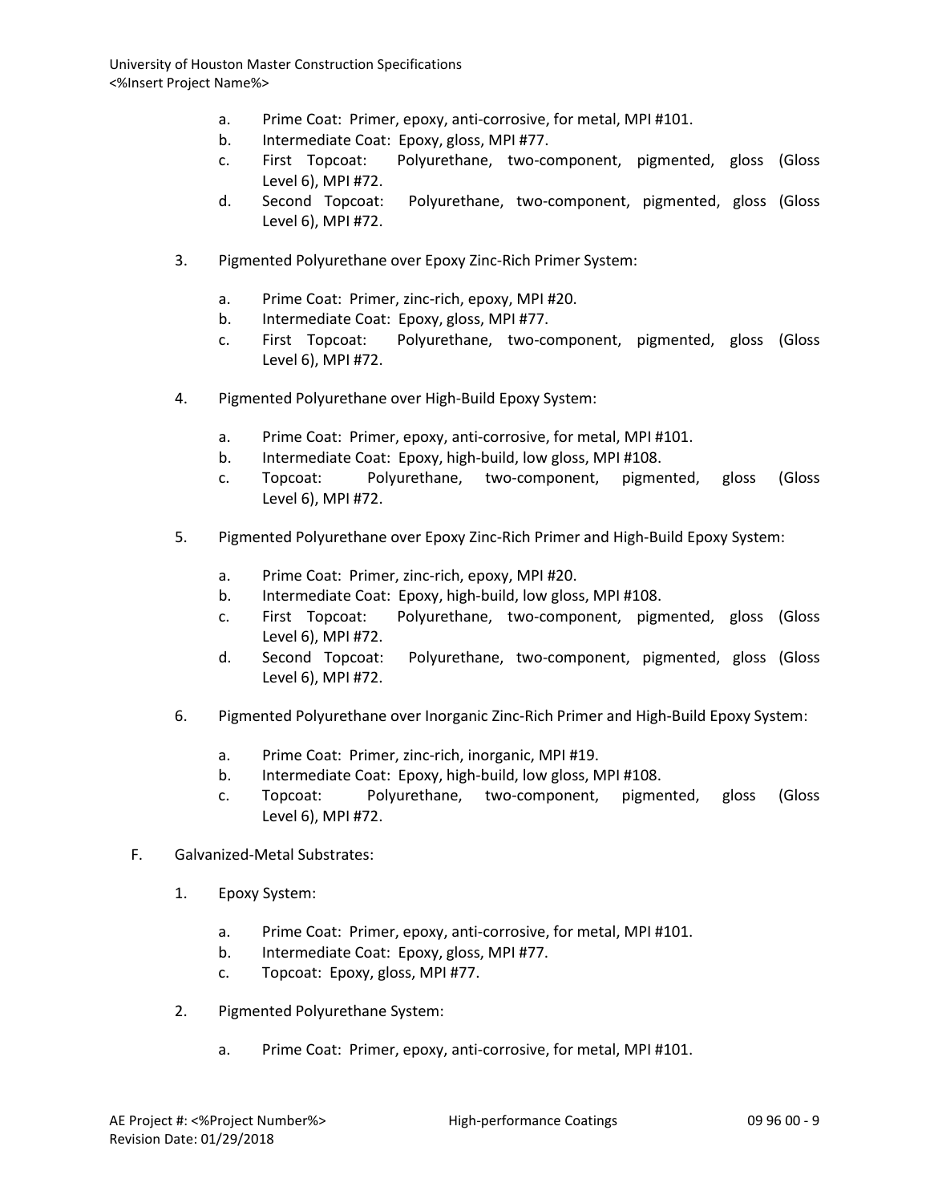a. Prime Coat: Primer, epoxy, anti-corrosive, for metal, MPI #101.
b. Intermediate Coat: Epoxy, gloss, MPI #77.
c. First Topcoat: Polyurethane, two-component, pigmented, gloss (Gloss Level 6), MPI #72.
d. Second Topcoat: Polyurethane, two-component, pigmented, gloss (Gloss Level 6), MPI #72.

3. Pigmented Polyurethane over Epoxy Zinc-Rich Primer System:

   a. Prime Coat: Primer, zinc-rich, epoxy, MPI #20.
   b. Intermediate Coat: Epoxy, gloss, MPI #77.
   c. First Topcoat: Polyurethane, two-component, pigmented, gloss (Gloss Level 6), MPI #72.

4. Pigmented Polyurethane over High-Build Epoxy System:

   a. Prime Coat: Primer, epoxy, anti-corrosive, for metal, MPI #101.
   b. Intermediate Coat: Epoxy, high-build, low gloss, MPI #108.
   c. Topcoat: Polyurethane, two-component, pigmented, gloss (Gloss Level 6), MPI #72.

5. Pigmented Polyurethane over Epoxy Zinc-Rich Primer and High-Build Epoxy System:

   a. Prime Coat: Primer, zinc-rich, epoxy, MPI #20.
   b. Intermediate Coat: Epoxy, high-build, low gloss, MPI #108.
   c. First Topcoat: Polyurethane, two-component, pigmented, gloss (Gloss Level 6), MPI #72.
   d. Second Topcoat: Polyurethane, two-component, pigmented, gloss (Gloss Level 6), MPI #72.

6. Pigmented Polyurethane over Inorganic Zinc-Rich Primer and High-Build Epoxy System:

   a. Prime Coat: Primer, zinc-rich, inorganic, MPI #19.
   b. Intermediate Coat: Epoxy, high-build, low gloss, MPI #108.
   c. Topcoat: Polyurethane, two-component, pigmented, gloss (Gloss Level 6), MPI #72.

F. Galvanized-Metal Substrates:

1. Epoxy System:

   a. Prime Coat: Primer, epoxy, anti-corrosive, for metal, MPI #101.
   b. Intermediate Coat: Epoxy, gloss, MPI #77.
   c. Topcoat: Epoxy, gloss, MPI #77.

2. Pigmented Polyurethane System:

   a. Prime Coat: Primer, epoxy, anti-corrosive, for metal, MPI #101.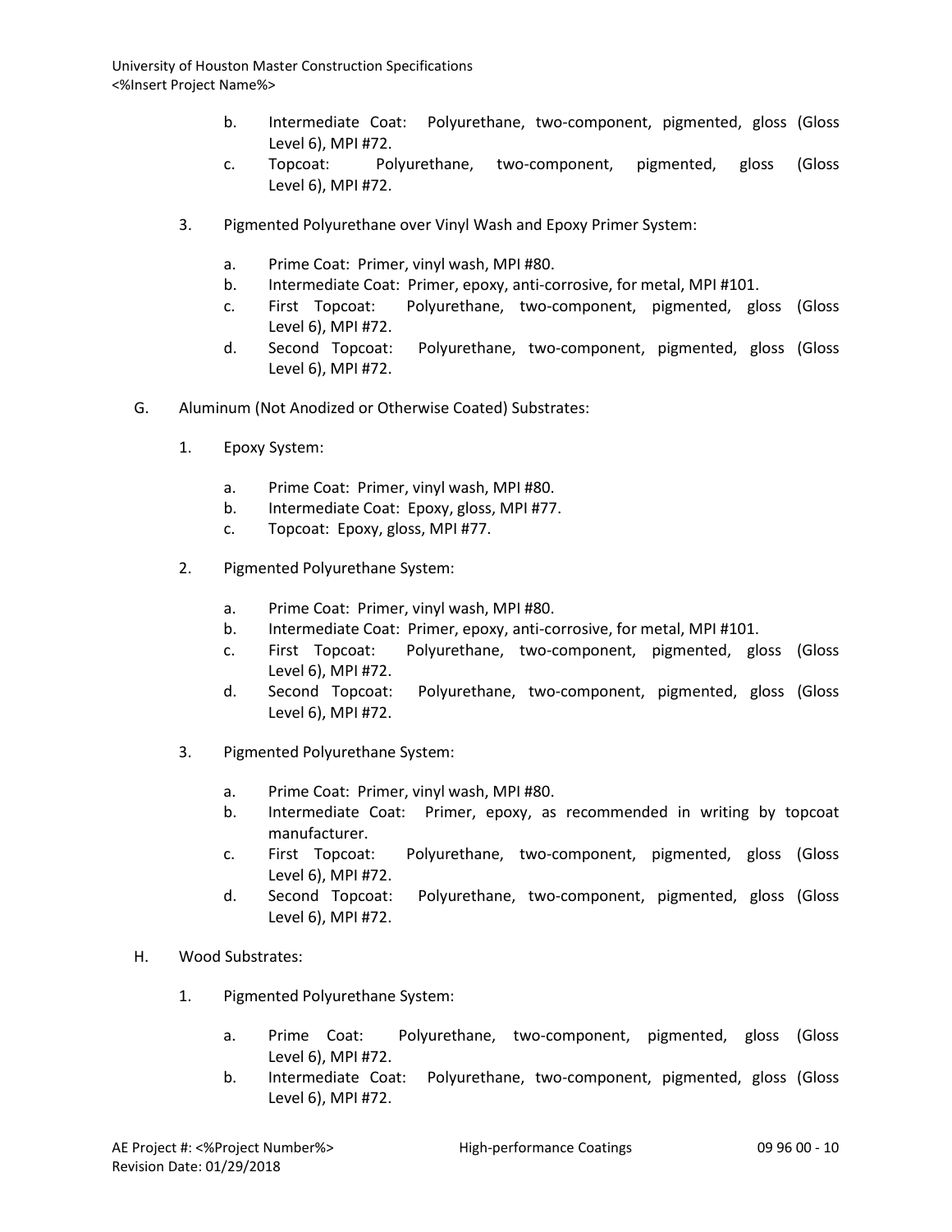b. Intermediate Coat: Polyurethane, two-component, pigmented, gloss (Gloss Level 6), MPI #72.
c. Topcoat: Polyurethane, two-component, pigmented, gloss (Gloss Level 6), MPI #72.

3. Pigmented Polyurethane over Vinyl Wash and Epoxy Primer System:

   a. Prime Coat: Primer, vinyl wash, MPI #80.
   b. Intermediate Coat: Primer, epoxy, anti-corrosive, for metal, MPI #101.
   c. First Topcoat: Polyurethane, two-component, pigmented, gloss (Gloss Level 6), MPI #72.
   d. Second Topcoat: Polyurethane, two-component, pigmented, gloss (Gloss Level 6), MPI #72.

G. Aluminum (Not Anodized or Otherwise Coated) Substrates:

1. Epoxy System:

   a. Prime Coat: Primer, vinyl wash, MPI #80.
   b. Intermediate Coat: Epoxy, gloss, MPI #77.
   c. Topcoat: Epoxy, gloss, MPI #77.

2. Pigmented Polyurethane System:

   a. Prime Coat: Primer, vinyl wash, MPI #80.
   b. Intermediate Coat: Primer, epoxy, anti-corrosive, for metal, MPI #101.
   c. First Topcoat: Polyurethane, two-component, pigmented, gloss (Gloss Level 6), MPI #72.
   d. Second Topcoat: Polyurethane, two-component, pigmented, gloss (Gloss Level 6), MPI #72.

3. Pigmented Polyurethane System:

   a. Prime Coat: Primer, vinyl wash, MPI #80.
   b. Intermediate Coat: Primer, epoxy, as recommended in writing by topcoat manufacturer.
   c. First Topcoat: Polyurethane, two-component, pigmented, gloss (Gloss Level 6), MPI #72.
   d. Second Topcoat: Polyurethane, two-component, pigmented, gloss (Gloss Level 6), MPI #72.

H. Wood Substrates:

1. Pigmented Polyurethane System:

   a. Prime Coat: Polyurethane, two-component, pigmented, gloss (Gloss Level 6), MPI #72.
   b. Intermediate Coat: Polyurethane, two-component, pigmented, gloss (Gloss Level 6), MPI #72.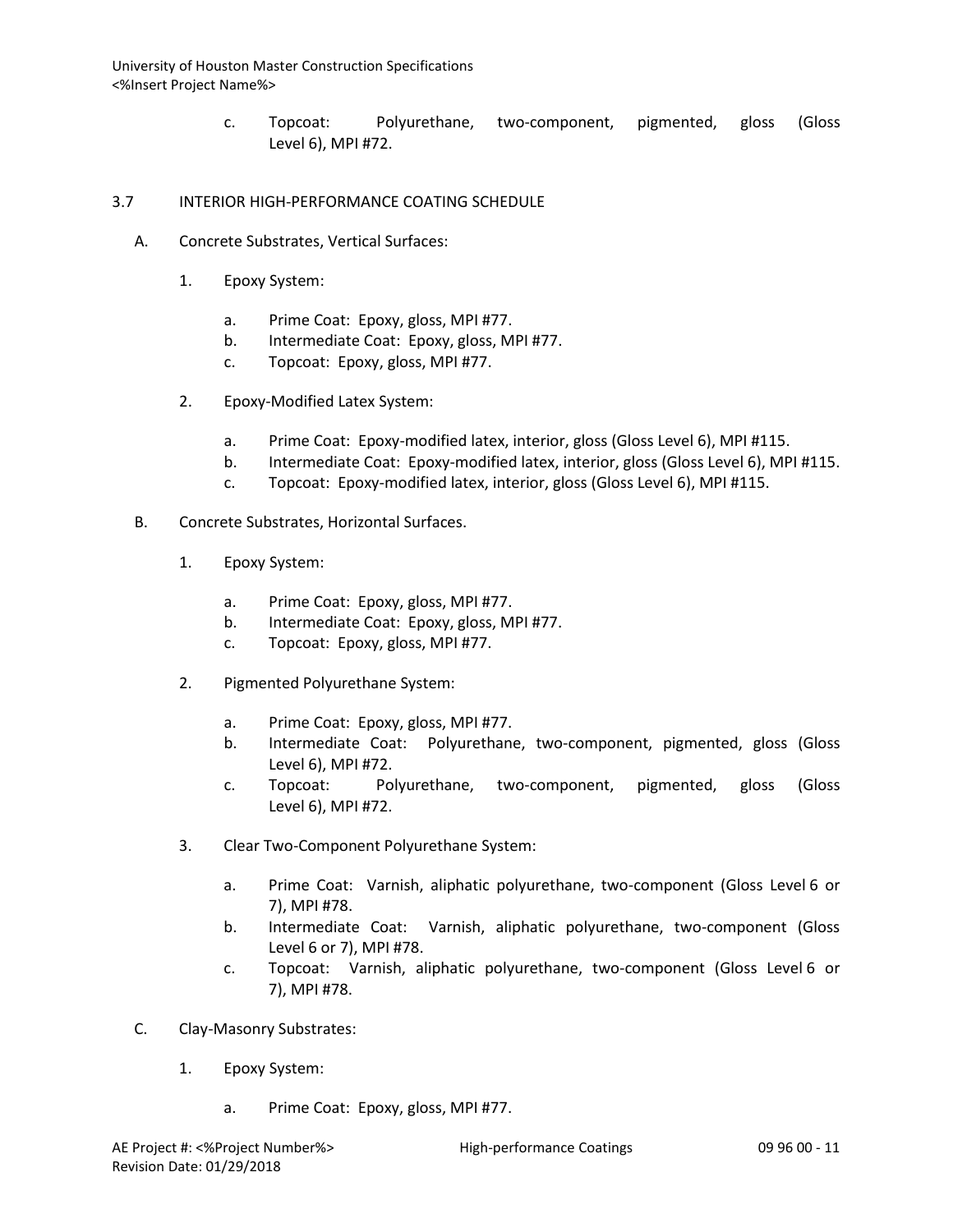c. Topcoat: Polyurethane, two-component, pigmented, gloss (Gloss Level 6), MPI #72.

## 3.7 INTERIOR HIGH-PERFORMANCE COATING SCHEDULE

A. Concrete Substrates, Vertical Surfaces:

1. Epoxy System:

   a. Prime Coat: Epoxy, gloss, MPI #77.
   b. Intermediate Coat: Epoxy, gloss, MPI #77.
   c. Topcoat: Epoxy, gloss, MPI #77.

2. Epoxy-Modified Latex System:

   a. Prime Coat: Epoxy-modified latex, interior, gloss (Gloss Level 6), MPI #115.
   b. Intermediate Coat: Epoxy-modified latex, interior, gloss (Gloss Level 6), MPI #115.
   c. Topcoat: Epoxy-modified latex, interior, gloss (Gloss Level 6), MPI #115.

B. Concrete Substrates, Horizontal Surfaces.

1. Epoxy System:

   a. Prime Coat: Epoxy, gloss, MPI #77.
   b. Intermediate Coat: Epoxy, gloss, MPI #77.
   c. Topcoat: Epoxy, gloss, MPI #77.

2. Pigmented Polyurethane System:

   a. Prime Coat: Epoxy, gloss, MPI #77.
   b. Intermediate Coat: Polyurethane, two-component, pigmented, gloss (Gloss Level 6), MPI #72.
   c. Topcoat: Polyurethane, two-component, pigmented, gloss (Gloss Level 6), MPI #72.

3. Clear Two-Component Polyurethane System:

   a. Prime Coat: Varnish, aliphatic polyurethane, two-component (Gloss Level 6 or 7), MPI #78.
   b. Intermediate Coat: Varnish, aliphatic polyurethane, two-component (Gloss Level 6 or 7), MPI #78.
   c. Topcoat: Varnish, aliphatic polyurethane, two-component (Gloss Level 6 or 7), MPI #78.

C. Clay-Masonry Substrates:

1. Epoxy System:

   a. Prime Coat: Epoxy, gloss, MPI #77.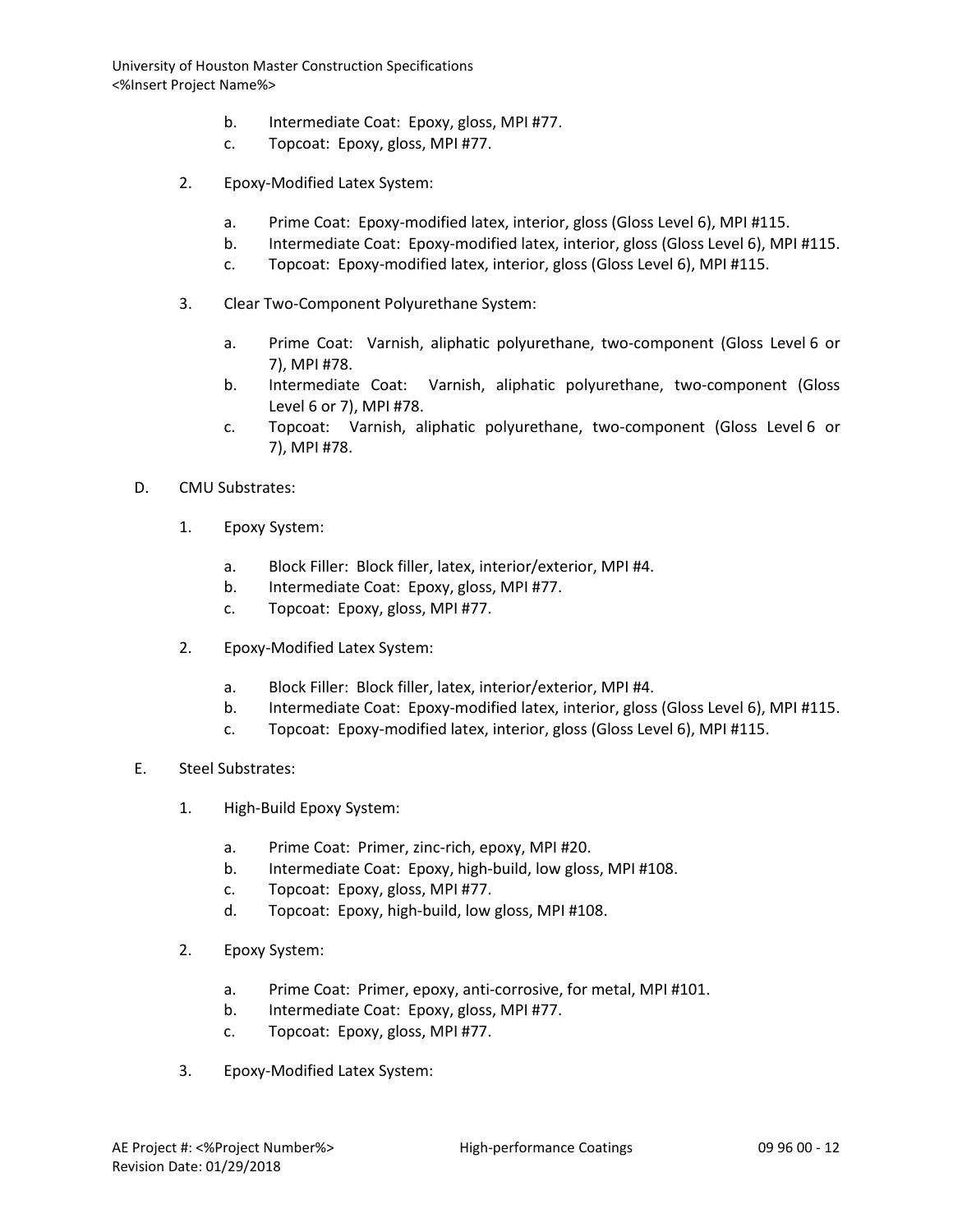b. Intermediate Coat: Epoxy, gloss, MPI #77.
c. Topcoat: Epoxy, gloss, MPI #77.

2. Epoxy-Modified Latex System:

   a. Prime Coat: Epoxy-modified latex, interior, gloss (Gloss Level 6), MPI #115.
   b. Intermediate Coat: Epoxy-modified latex, interior, gloss (Gloss Level 6), MPI #115.
   c. Topcoat: Epoxy-modified latex, interior, gloss (Gloss Level 6), MPI #115.

3. Clear Two-Component Polyurethane System:

   a. Prime Coat: Varnish, aliphatic polyurethane, two-component (Gloss Level 6 or 7), MPI #78.
   b. Intermediate Coat: Varnish, aliphatic polyurethane, two-component (Gloss Level 6 or 7), MPI #78.
   c. Topcoat: Varnish, aliphatic polyurethane, two-component (Gloss Level 6 or 7), MPI #78.

D. CMU Substrates:

1. Epoxy System:

   a. Block Filler: Block filler, latex, interior/exterior, MPI #4.
   b. Intermediate Coat: Epoxy, gloss, MPI #77.
   c. Topcoat: Epoxy, gloss, MPI #77.

2. Epoxy-Modified Latex System:

   a. Block Filler: Block filler, latex, interior/exterior, MPI #4.
   b. Intermediate Coat: Epoxy-modified latex, interior, gloss (Gloss Level 6), MPI #115.
   c. Topcoat: Epoxy-modified latex, interior, gloss (Gloss Level 6), MPI #115.

E. Steel Substrates:

1. High-Build Epoxy System:

   a. Prime Coat: Primer, zinc-rich, epoxy, MPI #20.
   b. Intermediate Coat: Epoxy, high-build, low gloss, MPI #108.
   c. Topcoat: Epoxy, gloss, MPI #77.
   d. Topcoat: Epoxy, high-build, low gloss, MPI #108.

2. Epoxy System:

   a. Prime Coat: Primer, epoxy, anti-corrosive, for metal, MPI #101.
   b. Intermediate Coat: Epoxy, gloss, MPI #77.
   c. Topcoat: Epoxy, gloss, MPI #77.

3. Epoxy-Modified Latex System: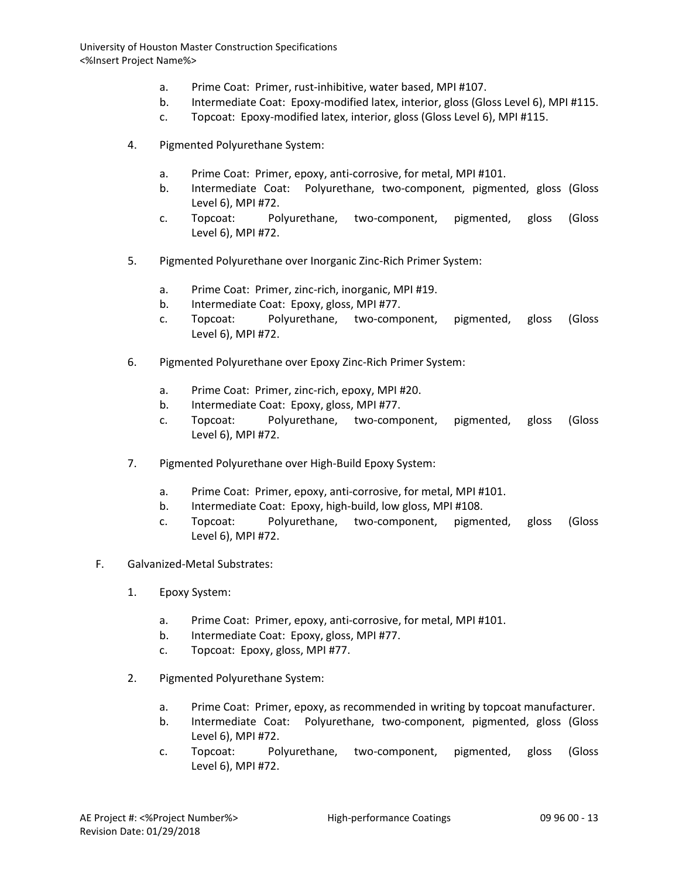a. Prime Coat: Primer, rust-inhibitive, water based, MPI #107.
b. Intermediate Coat: Epoxy-modified latex, interior, gloss (Gloss Level 6), MPI #115.
c. Topcoat: Epoxy-modified latex, interior, gloss (Gloss Level 6), MPI #115.

4. Pigmented Polyurethane System:

   a. Prime Coat: Primer, epoxy, anti-corrosive, for metal, MPI #101.
   b. Intermediate Coat: Polyurethane, two-component, pigmented, gloss (Gloss Level 6), MPI #72.
   c. Topcoat: Polyurethane, two-component, pigmented, gloss (Gloss Level 6), MPI #72.

5. Pigmented Polyurethane over Inorganic Zinc-Rich Primer System:

   a. Prime Coat: Primer, zinc-rich, inorganic, MPI #19.
   b. Intermediate Coat: Epoxy, gloss, MPI #77.
   c. Topcoat: Polyurethane, two-component, pigmented, gloss (Gloss Level 6), MPI #72.

6. Pigmented Polyurethane over Epoxy Zinc-Rich Primer System:

   a. Prime Coat: Primer, zinc-rich, epoxy, MPI #20.
   b. Intermediate Coat: Epoxy, gloss, MPI #77.
   c. Topcoat: Polyurethane, two-component, pigmented, gloss (Gloss Level 6), MPI #72.

7. Pigmented Polyurethane over High-Build Epoxy System:

   a. Prime Coat: Primer, epoxy, anti-corrosive, for metal, MPI #101.
   b. Intermediate Coat: Epoxy, high-build, low gloss, MPI #108.
   c. Topcoat: Polyurethane, two-component, pigmented, gloss (Gloss Level 6), MPI #72.

F. Galvanized-Metal Substrates:

1. Epoxy System:

   a. Prime Coat: Primer, epoxy, anti-corrosive, for metal, MPI #101.
   b. Intermediate Coat: Epoxy, gloss, MPI #77.
   c. Topcoat: Epoxy, gloss, MPI #77.

2. Pigmented Polyurethane System:

   a. Prime Coat: Primer, epoxy, as recommended in writing by topcoat manufacturer.
   b. Intermediate Coat: Polyurethane, two-component, pigmented, gloss (Gloss Level 6), MPI #72.
   c. Topcoat: Polyurethane, two-component, pigmented, gloss (Gloss Level 6), MPI #72.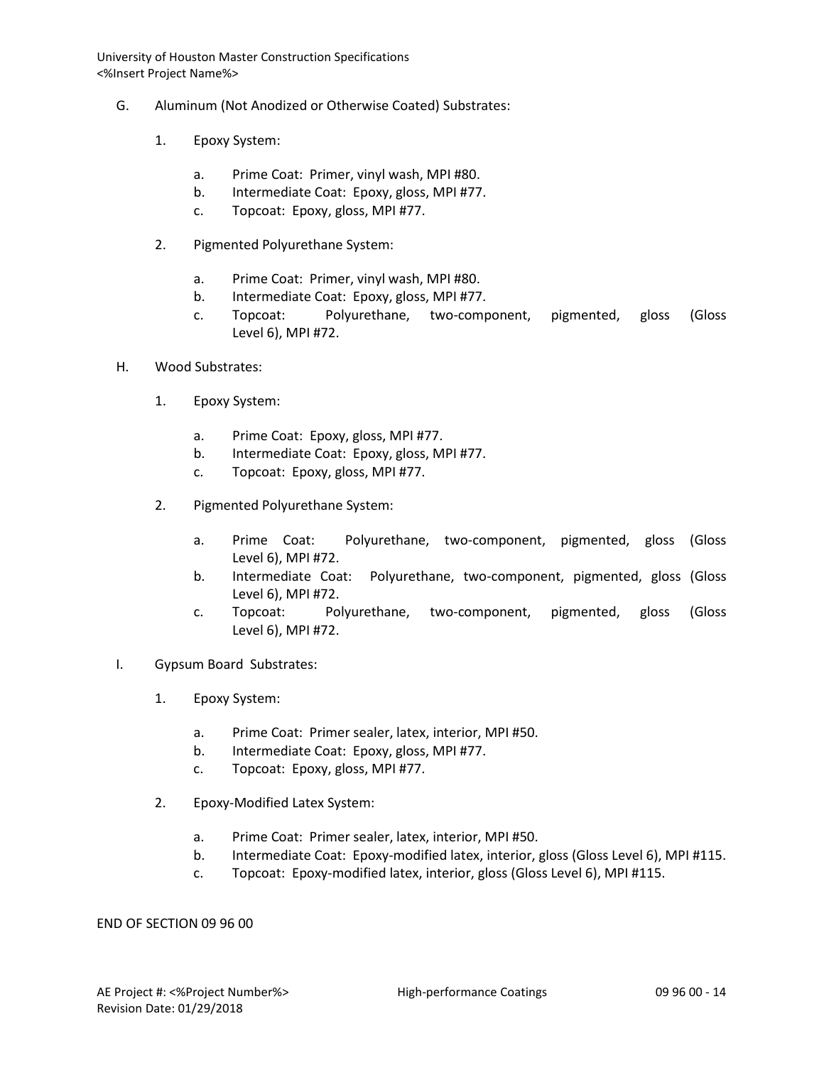G. Aluminum (Not Anodized or Otherwise Coated) Substrates:

1. Epoxy System:

   a. Prime Coat: Primer, vinyl wash, MPI #80.
   b. Intermediate Coat: Epoxy, gloss, MPI #77.
   c. Topcoat: Epoxy, gloss, MPI #77.

2. Pigmented Polyurethane System:

   a. Prime Coat: Primer, vinyl wash, MPI #80.
   b. Intermediate Coat: Epoxy, gloss, MPI #77.
   c. Topcoat: Polyurethane, two-component, pigmented, gloss (Gloss Level 6), MPI #72.

H. Wood Substrates:

1. Epoxy System:

   a. Prime Coat: Epoxy, gloss, MPI #77.
   b. Intermediate Coat: Epoxy, gloss, MPI #77.
   c. Topcoat: Epoxy, gloss, MPI #77.

2. Pigmented Polyurethane System:

   a. Prime Coat: Polyurethane, two-component, pigmented, gloss (Gloss Level 6), MPI #72.
   b. Intermediate Coat: Polyurethane, two-component, pigmented, gloss (Gloss Level 6), MPI #72.
   c. Topcoat: Polyurethane, two-component, pigmented, gloss (Gloss Level 6), MPI #72.

I. Gypsum Board Substrates:

1. Epoxy System:

   a. Prime Coat: Primer sealer, latex, interior, MPI #50.
   b. Intermediate Coat: Epoxy, gloss, MPI #77.
   c. Topcoat: Epoxy, gloss, MPI #77.

2. Epoxy-Modified Latex System:

   a. Prime Coat: Primer sealer, latex, interior, MPI #50.
   b. Intermediate Coat: Epoxy-modified latex, interior, gloss (Gloss Level 6), MPI #115.
   c. Topcoat: Epoxy-modified latex, interior, gloss (Gloss Level 6), MPI #115.

END OF SECTION 09 96 00